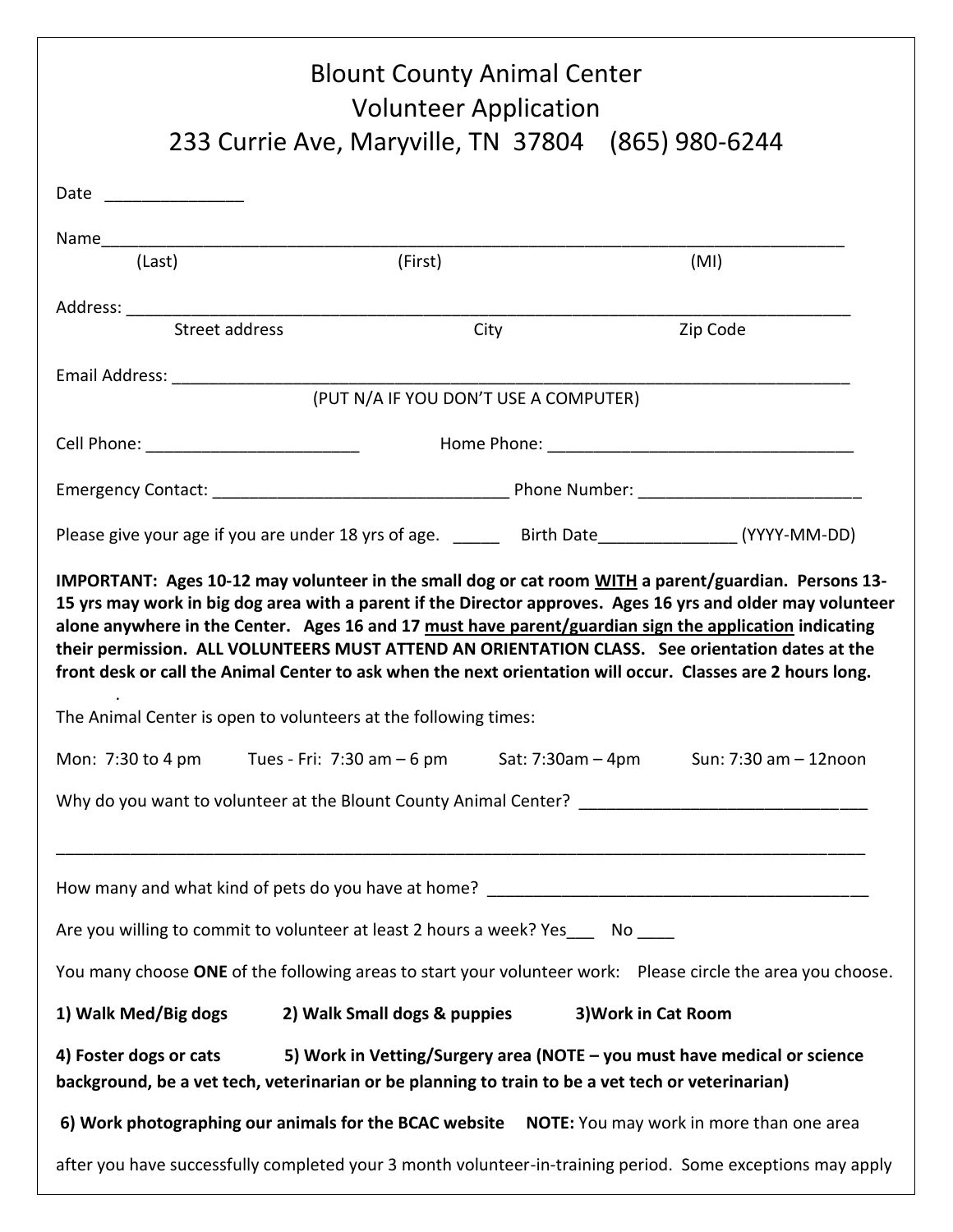# Blount County Animal Center
## Volunteer Application
### 233 Currie Ave, Maryville, TN 37804 (865) 980-6244

Date _______________

Name_____________________________________________________________________________________
(Last) (First) (MI)

Address: ___________________________________________________________________________________
Street address City Zip Code

Email Address: ______________________________________________________________________________
(PUT N/A IF YOU DON'T USE A COMPUTER)

Cell Phone: _______________________ Home Phone: _________________________________

Emergency Contact: ________________________________ Phone Number: ________________________

Please give your age if you are under 18 yrs of age. _____ Birth Date_______________ (YYYY-MM-DD)

**IMPORTANT: Ages 10-12 may volunteer in the small dog or cat room <u>WITH</u> a parent/guardian. Persons 13-15 yrs may work in big dog area with a parent if the Director approves. Ages 16 yrs and older may volunteer alone anywhere in the Center. Ages 16 and 17 <u>must have parent/guardian sign the application</u> indicating their permission. ALL VOLUNTEERS MUST ATTEND AN ORIENTATION CLASS. See orientation dates at the front desk or call the Animal Center to ask when the next orientation will occur. Classes are 2 hours long.**

The Animal Center is open to volunteers at the following times:

Mon: 7:30 to 4 pm Tues - Fri: 7:30 am – 6 pm Sat: 7:30am – 4pm Sun: 7:30 am – 12noon

Why do you want to volunteer at the Blount County Animal Center? _______________________________

_____________________________________________________________________________________

How many and what kind of pets do you have at home? __________________________________________

Are you willing to commit to volunteer at least 2 hours a week? Yes___ No ____

You many choose **ONE** of the following areas to start your volunteer work: Please circle the area you choose.

**1) Walk Med/Big dogs 2) Walk Small dogs & puppies 3)Work in Cat Room**

**4) Foster dogs or cats 5) Work in Vetting/Surgery area (NOTE – you must have medical or science background, be a vet tech, veterinarian or be planning to train to be a vet tech or veterinarian)**

**6) Work photographing our animals for the BCAC website** **NOTE:** You may work in more than one area after you have successfully completed your 3 month volunteer-in-training period. Some exceptions may apply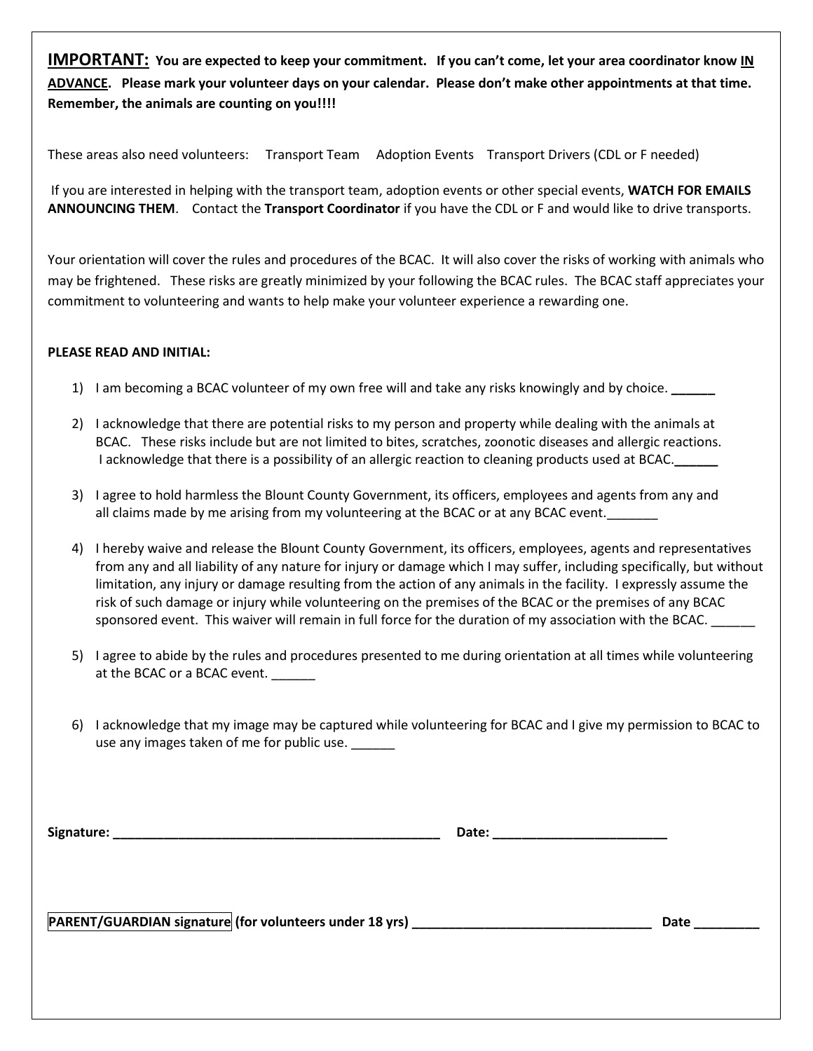**IMPORTANT: You are expected to keep your commitment. If you can't come, let your area coordinator know IN ADVANCE. Please mark your volunteer days on your calendar. Please don't make other appointments at that time. Remember, the animals are counting on you!!!!**

These areas also need volunteers: Transport Team Adoption Events Transport Drivers (CDL or F needed)

If you are interested in helping with the transport team, adoption events or other special events, **WATCH FOR EMAILS ANNOUNCING THEM**. Contact the **Transport Coordinator** if you have the CDL or F and would like to drive transports.

Your orientation will cover the rules and procedures of the BCAC. It will also cover the risks of working with animals who may be frightened. These risks are greatly minimized by your following the BCAC rules. The BCAC staff appreciates your commitment to volunteering and wants to help make your volunteer experience a rewarding one.

**PLEASE READ AND INITIAL:**

1) I am becoming a BCAC volunteer of my own free will and take any risks knowingly and by choice. ______

2) I acknowledge that there are potential risks to my person and property while dealing with the animals at BCAC. These risks include but are not limited to bites, scratches, zoonotic diseases and allergic reactions. I acknowledge that there is a possibility of an allergic reaction to cleaning products used at BCAC.______

3) I agree to hold harmless the Blount County Government, its officers, employees and agents from any and all claims made by me arising from my volunteering at the BCAC or at any BCAC event._______

4) I hereby waive and release the Blount County Government, its officers, employees, agents and representatives from any and all liability of any nature for injury or damage which I may suffer, including specifically, but without limitation, any injury or damage resulting from the action of any animals in the facility. I expressly assume the risk of such damage or injury while volunteering on the premises of the BCAC or the premises of any BCAC sponsored event. This waiver will remain in full force for the duration of my association with the BCAC. ______

5) I agree to abide by the rules and procedures presented to me during orientation at all times while volunteering at the BCAC or a BCAC event. ______

6) I acknowledge that my image may be captured while volunteering for BCAC and I give my permission to BCAC to use any images taken of me for public use. ______

**Signature: _______________________________________________ Date: ________________________**

**PARENT/GUARDIAN signature (for volunteers under 18 yrs) _________________________________ Date _________**